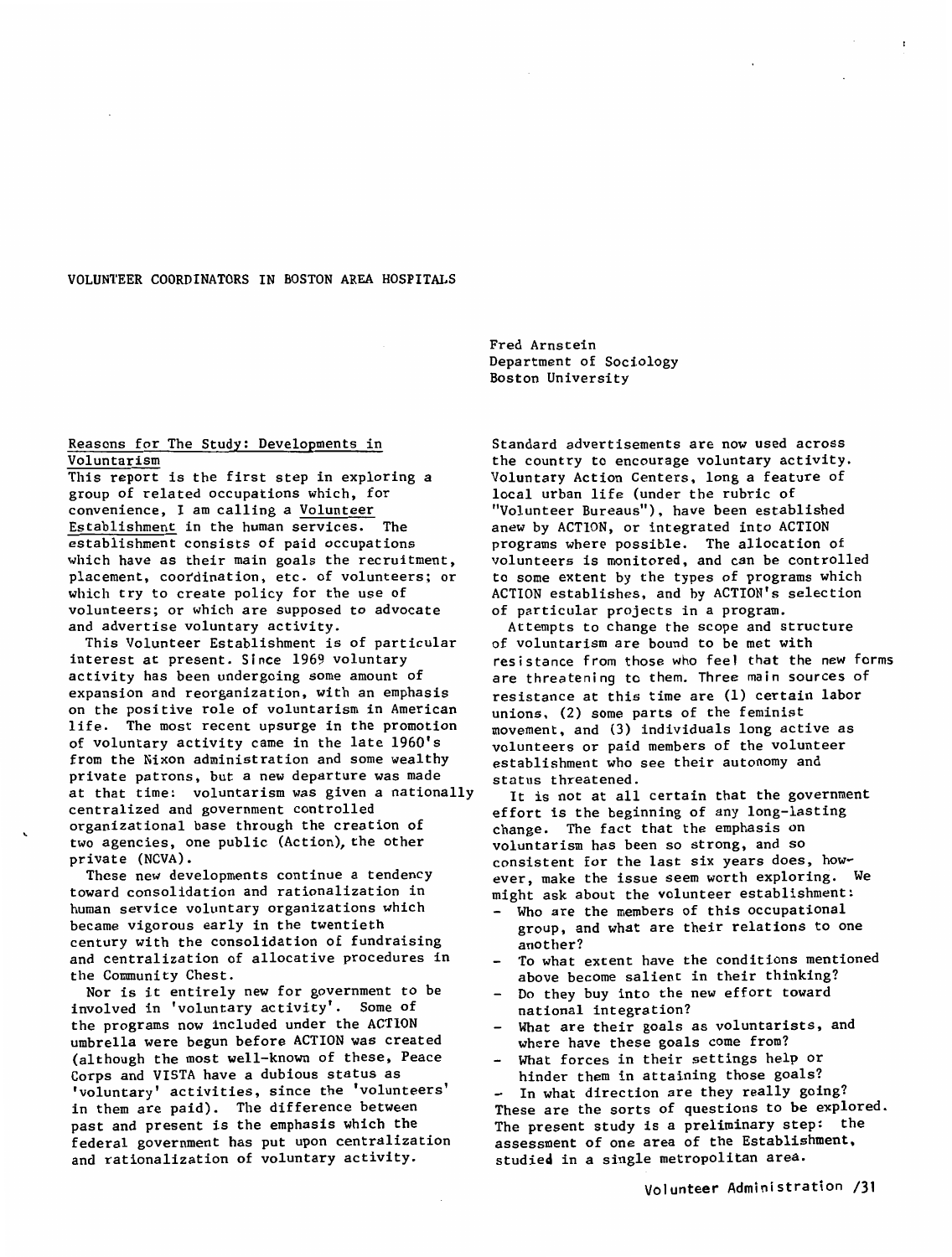# VOLUNTEER COORDINATORS IN BOSTON AREA HOSPITALS

Fred Arnstein
Department of Sociology
Boston University

## Reasons for The Study: Developments in Voluntarism

This report is the first step in exploring a group of related occupations which, for convenience, I am calling a Volunteer Establishment in the human services. The establishment consists of paid occupations which have as their main goals the recruitment, placement, coordination, etc. of volunteers; or which try to create policy for the use of volunteers; or which are supposed to advocate and advertise voluntary activity.

This Volunteer Establishment is of particular interest at present. Since 1969 voluntary activity has been undergoing some amount of expansion and reorganization, with an emphasis on the positive role of voluntarism in American life. The most recent upsurge in the promotion of voluntary activity came in the late 1960's from the Nixon administration and some wealthy private patrons, but a new departure was made at that time: voluntarism was given a nationally centralized and government controlled organizational base through the creation of two agencies, one public (Action), the other private (NCVA).

These new developments continue a tendency toward consolidation and rationalization in human service voluntary organizations which became vigorous early in the twentieth century with the consolidation of fundraising and centralization of allocative procedures in the Community Chest.

Nor is it entirely new for government to be involved in 'voluntary activity'. Some of the programs now included under the ACTION umbrella were begun before ACTION was created (although the most well-known of these, Peace Corps and VISTA have a dubious status as 'voluntary' activities, since the 'volunteers' in them are paid). The difference between past and present is the emphasis which the federal government has put upon centralization and rationalization of voluntary activity.

Standard advertisements are now used across the country to encourage voluntary activity. Voluntary Action Centers, long a feature of local urban life (under the rubric of "Volunteer Bureaus"), have been established anew by ACTION, or integrated into ACTION programs where possible. The allocation of volunteers is monitored, and can be controlled to some extent by the types of programs which ACTION establishes, and by ACTION's selection of particular projects in a program.

Attempts to change the scope and structure of voluntarism are bound to be met with resistance from those who feel that the new forms are threatening to them. Three main sources of resistance at this time are (1) certain labor unions, (2) some parts of the feminist movement, and (3) individuals long active as volunteers or paid members of the volunteer establishment who see their autonomy and status threatened.

It is not at all certain that the government effort is the beginning of any long-lasting change. The fact that the emphasis on voluntarism has been so strong, and so consistent for the last six years does, however, make the issue seem worth exploring. We might ask about the volunteer establishment:

- Who are the members of this occupational group, and what are their relations to one another?
- To what extent have the conditions mentioned above become salient in their thinking?
- Do they buy into the new effort toward national integration?
- What are their goals as voluntarists, and where have these goals come from?
- What forces in their settings help or hinder them in attaining those goals?
- In what direction are they really going?

These are the sorts of questions to be explored. The present study is a preliminary step: the assessment of one area of the Establishment, studied in a single metropolitan area.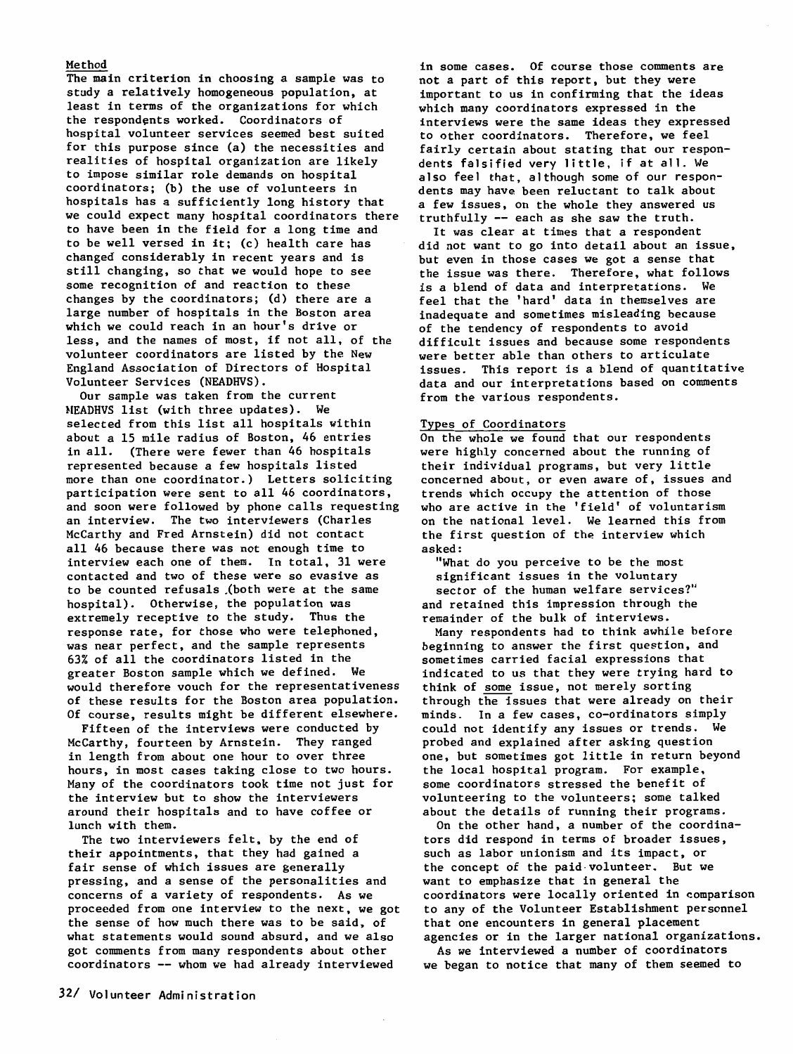## Method

The main criterion in choosing a sample was to study a relatively homogeneous population, at least in terms of the organizations for which the respondents worked. Coordinators of hospital volunteer services seemed best suited for this purpose since (a) the necessities and realities of hospital organization are likely to impose similar role demands on hospital coordinators; (b) the use of volunteers in hospitals has a sufficiently long history that we could expect many hospital coordinators there to have been in the field for a long time and to be well versed in it; (c) health care has changed considerably in recent years and is still changing, so that we would hope to see some recognition of and reaction to these changes by the coordinators; (d) there are a large number of hospitals in the Boston area which we could reach in an hour's drive or less, and the names of most, if not all, of the volunteer coordinators are listed by the New England Association of Directors of Hospital Volunteer Services (NEADHVS).

Our sample was taken from the current NEADHVS list (with three updates). We selected from this list all hospitals within about a 15 mile radius of Boston, 46 entries in all. (There were fewer than 46 hospitals represented because a few hospitals listed more than one coordinator.) Letters soliciting participation were sent to all 46 coordinators, and soon were followed by phone calls requesting an interview. The two interviewers (Charles McCarthy and Fred Arnstein) did not contact all 46 because there was not enough time to interview each one of them. In total, 31 were contacted and two of these were so evasive as to be counted refusals (both were at the same hospital). Otherwise, the population was extremely receptive to the study. Thus the response rate, for those who were telephoned, was near perfect, and the sample represents 63% of all the coordinators listed in the greater Boston sample which we defined. We would therefore vouch for the representativeness of these results for the Boston area population. Of course, results might be different elsewhere.

Fifteen of the interviews were conducted by McCarthy, fourteen by Arnstein. They ranged in length from about one hour to over three hours, in most cases taking close to two hours. Many of the coordinators took time not just for the interview but to show the interviewers around their hospitals and to have coffee or lunch with them.

The two interviewers felt, by the end of their appointments, that they had gained a fair sense of which issues are generally pressing, and a sense of the personalities and concerns of a variety of respondents. As we proceeded from one interview to the next, we got the sense of how much there was to be said, of what statements would sound absurd, and we also got comments from many respondents about other coordinators -- whom we had already interviewed in some cases. Of course those comments are not a part of this report, but they were important to us in confirming that the ideas which many coordinators expressed in the interviews were the same ideas they expressed to other coordinators. Therefore, we feel fairly certain about stating that our respondents falsified very little, if at all. We also feel that, although some of our respondents may have been reluctant to talk about a few issues, on the whole they answered us truthfully -- each as she saw the truth.

It was clear at times that a respondent did not want to go into detail about an issue, but even in those cases we got a sense that the issue was there. Therefore, what follows is a blend of data and interpretations. We feel that the 'hard' data in themselves are inadequate and sometimes misleading because of the tendency of respondents to avoid difficult issues and because some respondents were better able than others to articulate issues. This report is a blend of quantitative data and our interpretations based on comments from the various respondents.

## Types of Coordinators

On the whole we found that our respondents were highly concerned about the running of their individual programs, but very little concerned about, or even aware of, issues and trends which occupy the attention of those who are active in the 'field' of voluntarism on the national level. We learned this from the first question of the interview which asked:

"What do you perceive to be the most significant issues in the voluntary sector of the human welfare services?"

and retained this impression through the remainder of the bulk of interviews.

Many respondents had to think awhile before beginning to answer the first question, and sometimes carried facial expressions that indicated to us that they were trying hard to think of <u>some</u> issue, not merely sorting through the issues that were already on their minds. In a few cases, co-ordinators simply could not identify any issues or trends. We probed and explained after asking question one, but sometimes got little in return beyond the local hospital program. For example, some coordinators stressed the benefit of volunteering to the volunteers; some talked about the details of running their programs.

On the other hand, a number of the coordinators did respond in terms of broader issues, such as labor unionism and its impact, or the concept of the paid volunteer. But we want to emphasize that in general the coordinators were locally oriented in comparison to any of the Volunteer Establishment personnel that one encounters in general placement agencies or in the larger national organizations.

As we interviewed a number of coordinators we began to notice that many of them seemed to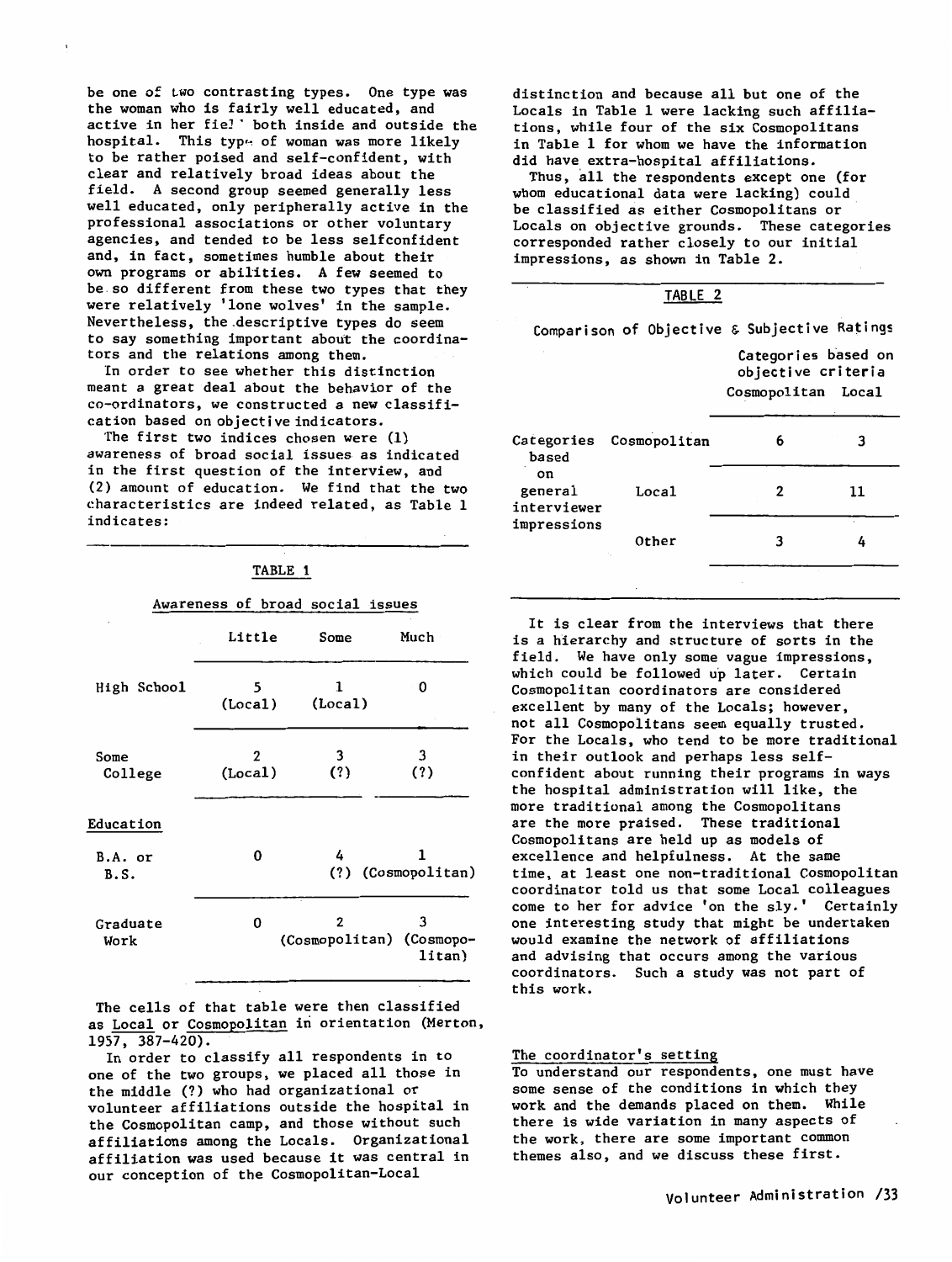be one of two contrasting types. One type was the woman who is fairly well educated, and active in her field both inside and outside the hospital. This type of woman was more likely to be rather poised and self-confident, with clear and relatively broad ideas about the field. A second group seemed generally less well educated, only peripherally active in the professional associations or other voluntary agencies, and tended to be less selfconfident and, in fact, sometimes humble about their own programs or abilities. A few seemed to be so different from these two types that they were relatively 'lone wolves' in the sample. Nevertheless, the descriptive types do seem to say something important about the coordinators and the relations among them.

In order to see whether this distinction meant a great deal about the behavior of the co-ordinators, we constructed a new classification based on objective indicators.

The first two indices chosen were (1) awareness of broad social issues as indicated in the first question of the interview, and (2) amount of education. We find that the two characteristics are indeed related, as Table 1 indicates:

TABLE 1

| | | Awareness of broad social issues | | |
|---|---|---|---|---|
| | | Little | Some | Much |
| Education | High School | 5 (Local) | 1 (Local) | 0 |
| | Some College | 2 (Local) | 3 (?) | 3 (?) |
| | B.A. or B.S. | 0 | 4 (?) | 1 (Cosmopolitan) |
| | Graduate Work | 0 | 2 (Cosmopolitan) | 3 (Cosmopolitan) |

The cells of that table were then classified as Local or Cosmopolitan in orientation (Merton, 1957, 387-420).

In order to classify all respondents in to one of the two groups, we placed all those in the middle (?) who had organizational or volunteer affiliations outside the hospital in the Cosmopolitan camp, and those without such affiliations among the Locals. Organizational affiliation was used because it was central in our conception of the Cosmopolitan-Local distinction and because all but one of the Locals in Table 1 were lacking such affiliations, while four of the six Cosmopolitans in Table 1 for whom we have the information did have extra-hospital affiliations.

Thus, all the respondents except one (for whom educational data were lacking) could be classified as either Cosmopolitans or Locals on objective grounds. These categories corresponded rather closely to our initial impressions, as shown in Table 2.

TABLE 2

Comparison of Objective & Subjective Ratings

| | | Categories based on objective criteria | |
|---|---|---|---|
| | | Cosmopolitan | Local |
| Categories based on general interviewer impressions | Cosmopolitan | 6 | 3 |
| | Local | 2 | 11 |
| | Other | 3 | 4 |

It is clear from the interviews that there is a hierarchy and structure of sorts in the field. We have only some vague impressions, which could be followed up later. Certain Cosmopolitan coordinators are considered excellent by many of the Locals; however, not all Cosmopolitans seem equally trusted. For the Locals, who tend to be more traditional in their outlook and perhaps less self-confident about running their programs in ways the hospital administration will like, the more traditional among the Cosmopolitans are the more praised. These traditional Cosmopolitans are held up as models of excellence and helpfulness. At the same time, at least one non-traditional Cosmopolitan coordinator told us that some Local colleagues come to her for advice 'on the sly.' Certainly one interesting study that might be undertaken would examine the network of affiliations and advising that occurs among the various coordinators. Such a study was not part of this work.

## The coordinator's setting

To understand our respondents, one must have some sense of the conditions in which they work and the demands placed on them. While there is wide variation in many aspects of the work, there are some important common themes also, and we discuss these first.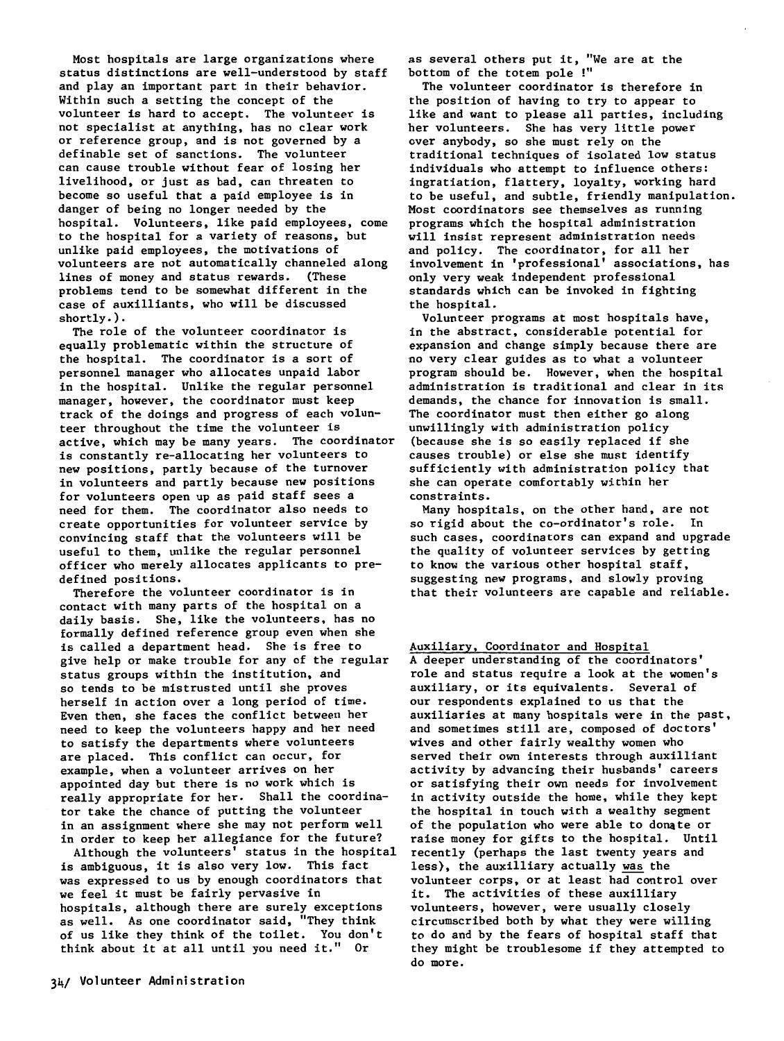Most hospitals are large organizations where status distinctions are well-understood by staff and play an important part in their behavior. Within such a setting the concept of the volunteer is hard to accept. The volunteer is not specialist at anything, has no clear work or reference group, and is not governed by a definable set of sanctions. The volunteer can cause trouble without fear of losing her livelihood, or just as bad, can threaten to become so useful that a paid employee is in danger of being no longer needed by the hospital. Volunteers, like paid employees, come to the hospital for a variety of reasons, but unlike paid employees, the motivations of volunteers are not automatically channeled along lines of money and status rewards. (These problems tend to be somewhat different in the case of auxilliants, who will be discussed shortly.).

The role of the volunteer coordinator is equally problematic within the structure of the hospital. The coordinator is a sort of personnel manager who allocates unpaid labor in the hospital. Unlike the regular personnel manager, however, the coordinator must keep track of the doings and progress of each volunteer throughout the time the volunteer is active, which may be many years. The coordinator is constantly re-allocating her volunteers to new positions, partly because of the turnover in volunteers and partly because new positions for volunteers open up as paid staff sees a need for them. The coordinator also needs to create opportunities for volunteer service by convincing staff that the volunteers will be useful to them, unlike the regular personnel officer who merely allocates applicants to predefined positions.

Therefore the volunteer coordinator is in contact with many parts of the hospital on a daily basis. She, like the volunteers, has no formally defined reference group even when she is called a department head. She is free to give help or make trouble for any of the regular status groups within the institution, and so tends to be mistrusted until she proves herself in action over a long period of time. Even then, she faces the conflict between her need to keep the volunteers happy and her need to satisfy the departments where volunteers are placed. This conflict can occur, for example, when a volunteer arrives on her appointed day but there is no work which is really appropriate for her. Shall the coordinator take the chance of putting the volunteer in an assignment where she may not perform well in order to keep her allegiance for the future?

Although the volunteers' status in the hospital is ambiguous, it is also very low. This fact was expressed to us by enough coordinators that we feel it must be fairly pervasive in hospitals, although there are surely exceptions as well. As one coordinator said, "They think of us like they think of the toilet. You don't think about it at all until you need it." Or as several others put it, "We are at the bottom of the totem pole !"

The volunteer coordinator is therefore in the position of having to try to appear to like and want to please all parties, including her volunteers. She has very little power over anybody, so she must rely on the traditional techniques of isolated low status individuals who attempt to influence others: ingratiation, flattery, loyalty, working hard to be useful, and subtle, friendly manipulation. Most coordinators see themselves as running programs which the hospital administration will insist represent administration needs and policy. The coordinator, for all her involvement in 'professional' associations, has only very weak independent professional standards which can be invoked in fighting the hospital.

Volunteer programs at most hospitals have, in the abstract, considerable potential for expansion and change simply because there are no very clear guides as to what a volunteer program should be. However, when the hospital administration is traditional and clear in its demands, the chance for innovation is small. The coordinator must then either go along unwillingly with administration policy (because she is so easily replaced if she causes trouble) or else she must identify sufficiently with administration policy that she can operate comfortably within her constraints.

Many hospitals, on the other hand, are not so rigid about the co-ordinator's role. In such cases, coordinators can expand and upgrade the quality of volunteer services by getting to know the various other hospital staff, suggesting new programs, and slowly proving that their volunteers are capable and reliable.

## Auxiliary, Coordinator and Hospital

A deeper understanding of the coordinators' role and status require a look at the women's auxiliary, or its equivalents. Several of our respondents explained to us that the auxiliaries at many hospitals were in the past, and sometimes still are, composed of doctors' wives and other fairly wealthy women who served their own interests through auxilliant activity by advancing their husbands' careers or satisfying their own needs for involvement in activity outside the home, while they kept the hospital in touch with a wealthy segment of the population who were able to donate or raise money for gifts to the hospital. Until recently (perhaps the last twenty years and less), the auxilliary actually was the volunteer corps, or at least had control over it. The activities of these auxilliary volunteers, however, were usually closely circumscribed both by what they were willing to do and by the fears of hospital staff that they might be troublesome if they attempted to do more.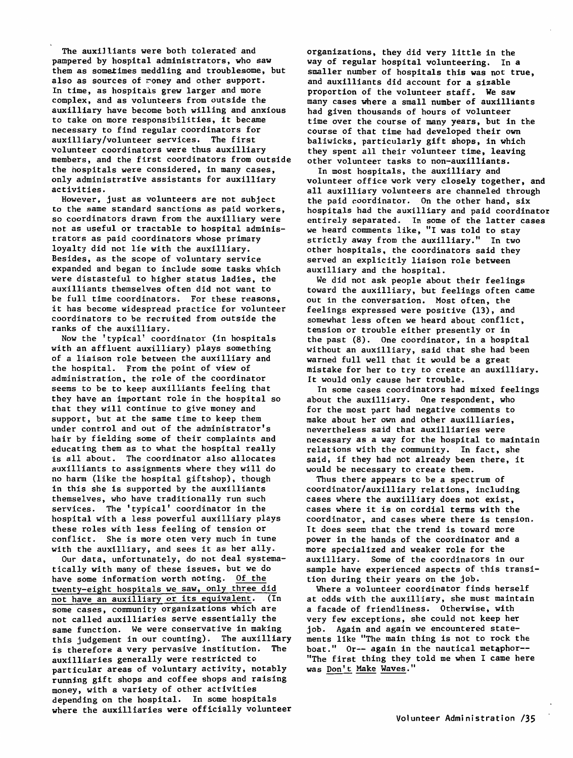The auxilliants were both tolerated and pampered by hospital administrators, who saw them as sometimes meddling and troublesome, but also as sources of money and other support. In time, as hospitals grew larger and more complex, and as volunteers from outside the auxilliary have become both willing and anxious to take on more responsibilities, it became necessary to find regular coordinators for auxilliary/volunteer services. The first volunteer coordinators were thus auxilliary members, and the first coordinators from outside the hospitals were considered, in many cases, only administrative assistants for auxilliary activities.

However, just as volunteers are not subject to the same standard sanctions as paid workers, so coordinators drawn from the auxilliary were not as useful or tractable to hospital administrators as paid coordinators whose primary loyalty did not lie with the auxilliary. Besides, as the scope of voluntary service expanded and began to include some tasks which were distasteful to higher status ladies, the auxilliants themselves often did not want to be full time coordinators. For these reasons, it has become widespread practice for volunteer coordinators to be recruited from outside the ranks of the auxilliary.

Now the 'typical' coordinator (in hospitals with an affluent auxilliary) plays something of a liaison role between the auxilliary and the hospital. From the point of view of administration, the role of the coordinator seems to be to keep auxilliants feeling that they have an important role in the hospital so that they will continue to give money and support, but at the same time to keep them under control and out of the administrator's hair by fielding some of their complaints and educating them as to what the hospital really is all about. The coordinator also allocates auxilliants to assignments where they will do no harm (like the hospital giftshop), though in this she is supported by the auxilliants themselves, who have traditionally run such services. The 'typical' coordinator in the hospital with a less powerful auxilliary plays these roles with less feeling of tension or conflict. She is more oten very much in tune with the auxilliary, and sees it as her ally.

Our data, unfortunately, do not deal systematically with many of these issues, but we do have some information worth noting. <u>Of the twenty-eight hospitals we saw, only three did not have an auxilliary or its equivalent</u>. (In some cases, community organizations which are not called auxilliaries serve essentially the same function. We were conservative in making this judgement in our counting). The auxilliary is therefore a very pervasive institution. The auxilliaries generally were restricted to particular areas of voluntary activity, notably running gift shops and coffee shops and raising money, with a variety of other activities depending on the hospital. In some hospitals where the auxilliaries were officially volunteer organizations, they did very little in the way of regular hospital volunteering. In a smaller number of hospitals this was not true, and auxilliants did account for a sizable proportion of the volunteer staff. We saw many cases where a small number of auxilliants had given thousands of hours of volunteer time over the course of many years, but in the course of that time had developed their own baliwicks, particularly gift shops, in which they spent all their volunteer time, leaving other volunteer tasks to non-auxilliants.

In most hospitals, the auxilliary and volunteer office work very closely together, and all auxilliary volunteers are channeled through the paid coordinator. On the other hand, six hospitals had the auxilliary and paid coordinator entirely separated. In some of the latter cases we heard comments like, "I was told to stay strictly away from the auxilliary." In two other hospitals, the coordinators said they served an explicitly liaison role between auxilliary and the hospital.

We did not ask people about their feelings toward the auxilliary, but feelings often came out in the conversation. Most often, the feelings expressed were positive (13), and somewhat less often we heard about conflict, tension or trouble either presently or in the past (8). One coordinator, in a hospital without an auxilliary, said that she had been warned full well that it would be a great mistake for her to try to create an auxilliary. It would only cause her trouble.

In some cases coordinators had mixed feelings about the auxilliary. One respondent, who for the most part had negative comments to make about her own and other auxilliaries, nevertheless said that auxilliaries were necessary as a way for the hospital to maintain relations with the community. In fact, she said, if they had not already been there, it would be necessary to create them.

Thus there appears to be a spectrum of coordinator/auxilliary relations, including cases where the auxilliary does not exist, cases where it is on cordial terms with the coordinator, and cases where there is tension. It does seem that the trend is toward more power in the hands of the coordinator and a more specialized and weaker role for the auxilliary. Some of the coordinators in our sample have experienced aspects of this transition during their years on the job.

Where a volunteer coordinator finds herself at odds with the auxilliary, she must maintain a facade of friendliness. Otherwise, with very few exceptions, she could not keep her job. Again and again we encountered statements like "The main thing is not to rock the boat." Or-- again in the nautical metaphor-- "The first thing they told me when I came here was <u>Don't Make Waves</u>."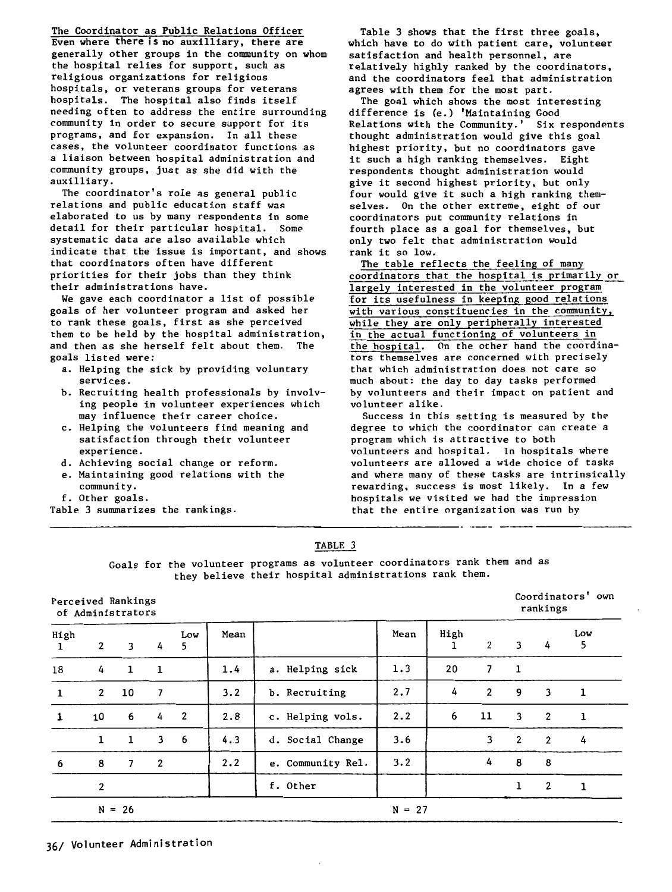## The Coordinator as Public Relations Officer

Even where there is no auxilliary, there are generally other groups in the community on whom the hospital relies for support, such as religious organizations for religious hospitals, or veterans groups for veterans hospitals. The hospital also finds itself needing often to address the entire surrounding community in order to secure support for its programs, and for expansion. In all these cases, the volunteer coordinator functions as a liaison between hospital administration and community groups, just as she did with the auxilliary.

The coordinator's role as general public relations and public education staff was elaborated to us by many respondents in some detail for their particular hospital. Some systematic data are also available which indicate that the issue is important, and shows that coordinators often have different priorities for their jobs than they think their administrations have.

We gave each coordinator a list of possible goals of her volunteer program and asked her to rank these goals, first as she perceived them to be held by the hospital administration, and then as she herself felt about them. The goals listed were:

a. Helping the sick by providing voluntary services.
b. Recruiting health professionals by involving people in volunteer experiences which may influence their career choice.
c. Helping the volunteers find meaning and satisfaction through their volunteer experience.
d. Achieving social change or reform.
e. Maintaining good relations with the community.
f. Other goals.

Table 3 summarizes the rankings.

Table 3 shows that the first three goals, which have to do with patient care, volunteer satisfaction and health personnel, are relatively highly ranked by the coordinators, and the coordinators feel that administration agrees with them for the most part.

The goal which shows the most interesting difference is (e.) 'Maintaining Good Relations with the Community.' Six respondents thought administration would give this goal highest priority, but no coordinators gave it such a high ranking themselves. Eight respondents thought administration would give it second highest priority, but only four would give it such a high ranking themselves. On the other extreme, eight of our coordinators put community relations in fourth place as a goal for themselves, but only two felt that administration would rank it so low.

The table reflects the feeling of many coordinators that the hospital is primarily or largely interested in the volunteer program for its usefulness in keeping good relations with various constituencies in the community, while they are only peripherally interested in the actual functioning of volunteers in the hospital. On the other hand the coordinators themselves are concerned with precisely that which administration does not care so much about: the day to day tasks performed by volunteers and their impact on patient and volunteer alike.

Success in this setting is measured by the degree to which the coordinator can create a program which is attractive to both volunteers and hospital. In hospitals where volunteers are allowed a wide choice of tasks and where many of these tasks are intrinsically rewarding, success is most likely. In a few hospitals we visited we had the impression that the entire organization was run by

TABLE 3

Goals for the volunteer programs as volunteer coordinators rank them and as they believe their hospital administrations rank them.

| Perceived Rankings of Administrators | | | | | | | | Coordinators' own rankings | | | | |
|---|---|---|---|---|---|---|---|---|---|---|---|---|
| High 1 | 2 | 3 | 4 | Low 5 | Mean | | Mean | High 1 | 2 | 3 | 4 | Low 5 |
| 18 | 4 | 1 | 1 | | 1.4 | a. Helping sick | 1.3 | 20 | 7 | 1 | | |
| 1 | 2 | 10 | 7 | | 3.2 | b. Recruiting | 2.7 | 4 | 2 | 9 | 3 | 1 |
| 1 | 10 | 6 | 4 | 2 | 2.8 | c. Helping vols. | 2.2 | 6 | 11 | 3 | 2 | 1 |
| | 1 | 1 | 3 | 6 | 4.3 | d. Social Change | 3.6 | | 3 | 2 | 2 | 4 |
| 6 | 8 | 7 | 2 | | 2.2 | e. Community Rel. | 3.2 | | 4 | 8 | 8 | |
| | 2 | | | | | f. Other | | | | 1 | 2 | 1 |
| | N = 26 | | | | | | N = 27 | | | | | |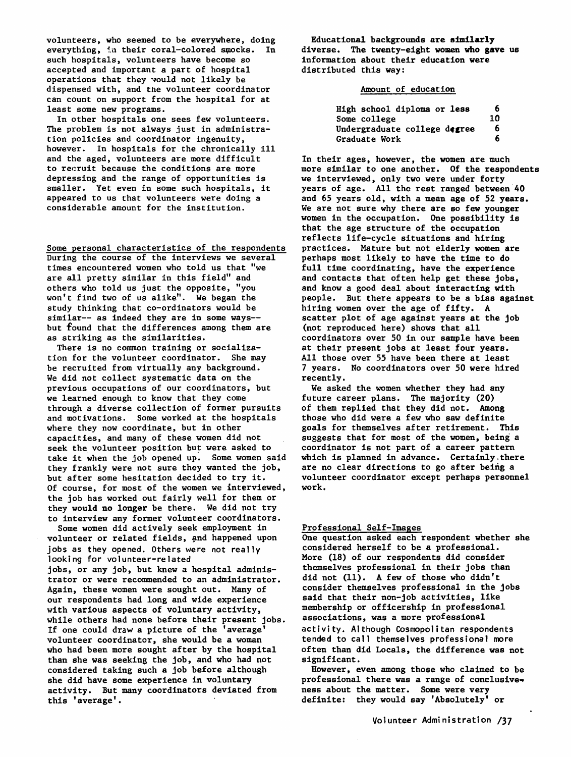volunteers, who seemed to be everywhere, doing everything, in their coral-colored smocks. In such hospitals, volunteers have become so accepted and important a part of hospital operations that they would not likely be dispensed with, and the volunteer coordinator can count on support from the hospital for at least some new programs.

In other hospitals one sees few volunteers. The problem is not always just in administration policies and coordinator ingenuity, however. In hospitals for the chronically ill and the aged, volunteers are more difficult to recruit because the conditions are more depressing and the range of opportunities is smaller. Yet even in some such hospitals, it appeared to us that volunteers were doing a considerable amount for the institution.

## Some personal characteristics of the respondents

During the course of the interviews we several times encountered women who told us that "we are all pretty similar in this field" and others who told us just the opposite, "you won't find two of us alike". We began the study thinking that co-ordinators would be similar-- as indeed they are in some ways-- but found that the differences among them are as striking as the similarities.

There is no common training or socialization for the volunteer coordinator. She may be recruited from virtually any background. We did not collect systematic data on the previous occupations of our coordinators, but we learned enough to know that they come through a diverse collection of former pursuits and motivations. Some worked at the hospitals where they now coordinate, but in other capacities, and many of these women did not seek the volunteer position but were asked to take it when the job opened up. Some women said they frankly were not sure they wanted the job, but after some hesitation decided to try it. Of course, for most of the women we interviewed, the job has worked out fairly well for them or they would no longer be there. We did not try to interview any former volunteer coordinators.

Some women did actively seek employment in volunteer or related fields, and happened upon jobs as they opened. Others were not really looking for volunteer-related jobs, or any job, but knew a hospital administrator or were recommended to an administrator. Again, these women were sought out. Many of our respondents had long and wide experience with various aspects of voluntary activity, while others had none before their present jobs. If one could draw a picture of the 'average' volunteer coordinator, she would be a woman who had been more sought after by the hospital than she was seeking the job, and who had not considered taking such a job before although she did have some experience in voluntary activity. But many coordinators deviated from this 'average'.

Educational backgrounds are similarly diverse. The twenty-eight women who gave us information about their education were distributed this way:

| Amount of education | |
|---|---|
| High school diploma or less | 6 |
| Some college | 10 |
| Undergraduate college degree | 6 |
| Graduate Work | 6 |

In their ages, however, the women are much more similar to one another. Of the respondents we interviewed, only two were under forty years of age. All the rest ranged between 40 and 65 years old, with a mean age of 52 years. We are not sure why there are so few younger women in the occupation. One possibility is that the age structure of the occupation reflects life-cycle situations and hiring practices. Mature but not elderly women are perhaps most likely to have the time to do full time coordinating, have the experience and contacts that often help get these jobs, and know a good deal about interacting with people. But there appears to be a bias against hiring women over the age of fifty. A scatter plot of age against years at the job (not reproduced here) shows that all coordinators over 50 in our sample have been at their present jobs at least four years. All those over 55 have been there at least 7 years. No coordinators over 50 were hired recently.

We asked the women whether they had any future career plans. The majority (20) of them replied that they did not. Among those who did were a few who saw definite goals for themselves after retirement. This suggests that for most of the women, being a coordinator is not part of a career pattern which is planned in advance. Certainly there are no clear directions to go after being a volunteer coordinator except perhaps personnel work.

## Professional Self-Images

One question asked each respondent whether she considered herself to be a professional. More (18) of our respondents did consider themselves professional in their jobs than did not (11). A few of those who didn't consider themselves professional in the jobs said that their non-job activities, like membership or officership in professional associations, was a more professional activity. Although Cosmopolitan respondents tended to call themselves professional more often than did Locals, the difference was not significant.

However, even among those who claimed to be professional there was a range of conclusiveness about the matter. Some were very definite: they would say 'Absolutely' or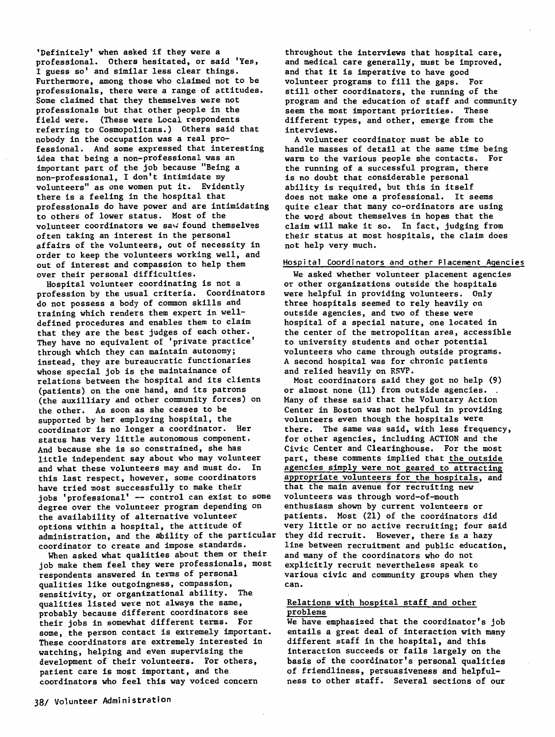'Definitely' when asked if they were a professional. Others hesitated, or said 'Yes, I guess so' and similar less clear things. Furthermore, among those who claimed not to be professionals, there were a range of attitudes. Some claimed that they themselves were not professionals but that other people in the field were. (These were Local respondents referring to Cosmopolitans.) Others said that nobody in the occupation was a real professional. And some expressed that interesting idea that being a non-professional was an important part of the job because "Being a non-professional, I don't intimidate my volunteers" as one women put it. Evidently there is a feeling in the hospital that professionals do have power and are intimidating to others of lower status. Most of the volunteer coordinators we saw found themselves often taking an interest in the personal affairs of the volunteers, out of necessity in order to keep the volunteers working well, and out of interest and compassion to help them over their personal difficulties.

Hospital volunteer coordinating is not a profession by the usual criteria. Coordinators do not possess a body of common skills and training which renders them expert in well-defined procedures and enables them to claim that they are the best judges of each other. They have no equivalent of 'private practice' through which they can maintain autonomy; instead, they are bureaucratic functionaries whose special job is the maintainance of relations between the hospital and its clients (patients) on the one hand, and its patrons (the auxilliary and other community forces) on the other. As soon as she ceases to be supported by her employing hospital, the coordinator is no longer a coordinator. Her status has very little autonomous component. And because she is so constrained, she has little independent say about who may volunteer and what these volunteers may and must do. In this last respect, however, some coordinators have tried most successfully to make their jobs 'professional' -- control can exist to some degree over the volunteer program depending on the availability of alternative volunteer options within a hospital, the attitude of administration, and the ability of the particular coordinator to create and impose standards.

When asked what qualities about them or their job make them feel they were professionals, most respondents answered in terms of personal qualities like outgoingness, compassion, sensitivity, or organizational ability. The qualities listed were not always the same, probably because different coordinators see their jobs in somewhat different terms. For some, the person contact is extremely important. These coordinators are extremely interested in watching, helping and even supervising the development of their volunteers. For others, patient care is most important, and the coordinators who feel this way voiced concern throughout the interviews that hospital care, and medical care generally, must be improved, and that it is imperative to have good volunteer programs to fill the gaps. For still other coordinators, the running of the program and the education of staff and community seem the most important priorities. These different types, and other, emerge from the interviews.

A volunteer coordinator must be able to handle masses of detail at the same time being warm to the various people she contacts. For the running of a successful program, there is no doubt that considerable personal ability is required, but this in itself does not make one a professional. It seems quite clear that many co-ordinators are using the word about themselves in hopes that the claim will make it so. In fact, judging from their status at most hospitals, the claim does not help very much.

## Hospital Coordinators and other Placement Agencies

We asked whether volunteer placement agencies or other organizations outside the hospitals were helpful in providing volunteers. Only three hospitals seemed to rely heavily on outside agencies, and two of these were hospital of a special nature, one located in the center of the metropolitan area, accessible to university students and other potential volunteers who came through outside programs. A second hospital was for chronic patients and relied heavily on RSVP.

Most coordinators said they got no help (9) or almost none (11) from outside agencies. Many of these said that the Voluntary Action Center in Boston was not helpful in providing volunteers even though the hospitals were there. The same was said, with less frequency, for other agencies, including ACTION and the Civic Center and Clearinghouse. For the most part, these comments implied that the outside agencies simply were not geared to attracting appropriate volunteers for the hospitals, and that the main avenue for recruiting new volunteers was through word-of-mouth enthusiasm shown by current volunteers or patients. Most (21) of the coordinators did very little or no active recruiting; four said they did recruit. However, there is a hazy line between recruitment and public education, and many of the coordinators who do not explicitly recruit nevertheless speak to various civic and community groups when they can.

## Relations with hospital staff and other problems

We have emphasized that the coordinator's job entails a great deal of interaction with many different staff in the hospital, and this interaction succeeds or fails largely on the basis of the coordinator's personal qualities of friendliness, persuasiveness and helpfulness to other staff. Several sections of our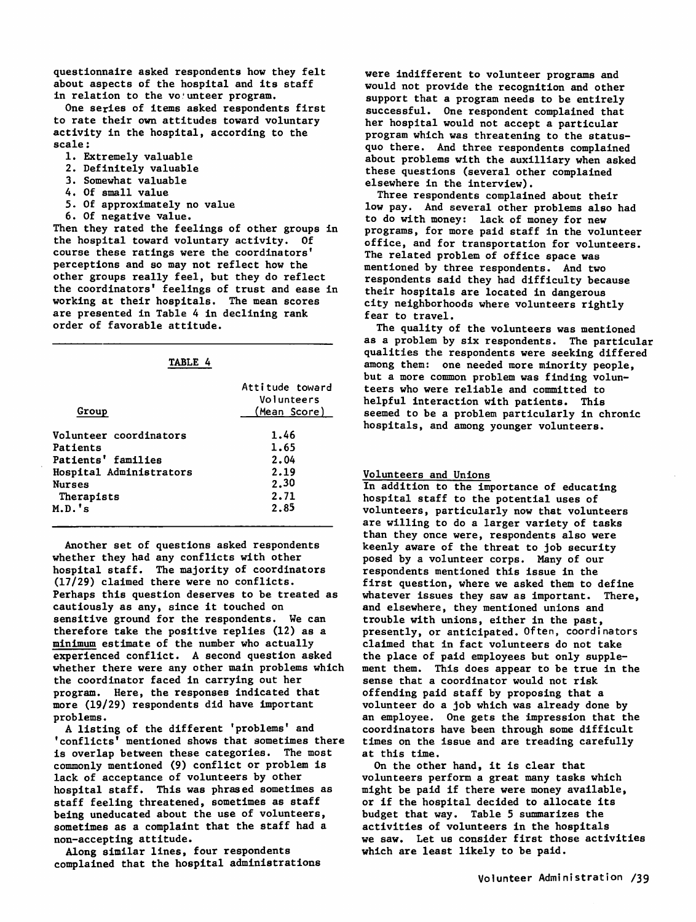questionnaire asked respondents how they felt about aspects of the hospital and its staff in relation to the volunteer program.

One series of items asked respondents first to rate their own attitudes toward voluntary activity in the hospital, according to the scale:

1. Extremely valuable
2. Definitely valuable
3. Somewhat valuable
4. Of small value
5. Of approximately no value
6. Of negative value.

Then they rated the feelings of other groups in the hospital toward voluntary activity. Of course these ratings were the coordinators' perceptions and so may not reflect how the other groups really feel, but they do reflect the coordinators' feelings of trust and ease in working at their hospitals. The mean scores are presented in Table 4 in declining rank order of favorable attitude.

TABLE 4

| Group | Attitude toward Volunteers (Mean Score) |
|---|---|
| Volunteer coordinators | 1.46 |
| Patients | 1.65 |
| Patients' families | 2.04 |
| Hospital Administrators | 2.19 |
| Nurses | 2.30 |
| Therapists | 2.71 |
| M.D.'s | 2.85 |

Another set of questions asked respondents whether they had any conflicts with other hospital staff. The majority of coordinators (17/29) claimed there were no conflicts. Perhaps this question deserves to be treated as cautiously as any, since it touched on sensitive ground for the respondents. We can therefore take the positive replies (12) as a minimum estimate of the number who actually experienced conflict. A second question asked whether there were any other main problems which the coordinator faced in carrying out her program. Here, the responses indicated that more (19/29) respondents did have important problems.

A listing of the different 'problems' and 'conflicts' mentioned shows that sometimes there is overlap between these categories. The most commonly mentioned (9) conflict or problem is lack of acceptance of volunteers by other hospital staff. This was phrased sometimes as staff feeling threatened, sometimes as staff being uneducated about the use of volunteers, sometimes as a complaint that the staff had a non-accepting attitude.

Along similar lines, four respondents complained that the hospital administrations were indifferent to volunteer programs and would not provide the recognition and other support that a program needs to be entirely successful. One respondent complained that her hospital would not accept a particular program which was threatening to the status-quo there. And three respondents complained about problems with the auxilliary when asked these questions (several other complained elsewhere in the interview).

Three respondents complained about their low pay. And several other problems also had to do with money: lack of money for new programs, for more paid staff in the volunteer office, and for transportation for volunteers. The related problem of office space was mentioned by three respondents. And two respondents said they had difficulty because their hospitals are located in dangerous city neighborhoods where volunteers rightly fear to travel.

The quality of the volunteers was mentioned as a problem by six respondents. The particular qualities the respondents were seeking differed among them: one needed more minority people, but a more common problem was finding volunteers who were reliable and committed to helpful interaction with patients. This seemed to be a problem particularly in chronic hospitals, and among younger volunteers.

## Volunteers and Unions

In addition to the importance of educating hospital staff to the potential uses of volunteers, particularly now that volunteers are willing to do a larger variety of tasks than they once were, respondents also were keenly aware of the threat to job security posed by a volunteer corps. Many of our respondents mentioned this issue in the first question, where we asked them to define whatever issues they saw as important. There, and elsewhere, they mentioned unions and trouble with unions, either in the past, presently, or anticipated. Often, coordinators claimed that in fact volunteers do not take the place of paid employees but only supplement them. This does appear to be true in the sense that a coordinator would not risk offending paid staff by proposing that a volunteer do a job which was already done by an employee. One gets the impression that the coordinators have been through some difficult times on the issue and are treading carefully at this time.

On the other hand, it is clear that volunteers perform a great many tasks which might be paid if there were money available, or if the hospital decided to allocate its budget that way. Table 5 summarizes the activities of volunteers in the hospitals we saw. Let us consider first those activities which are least likely to be paid.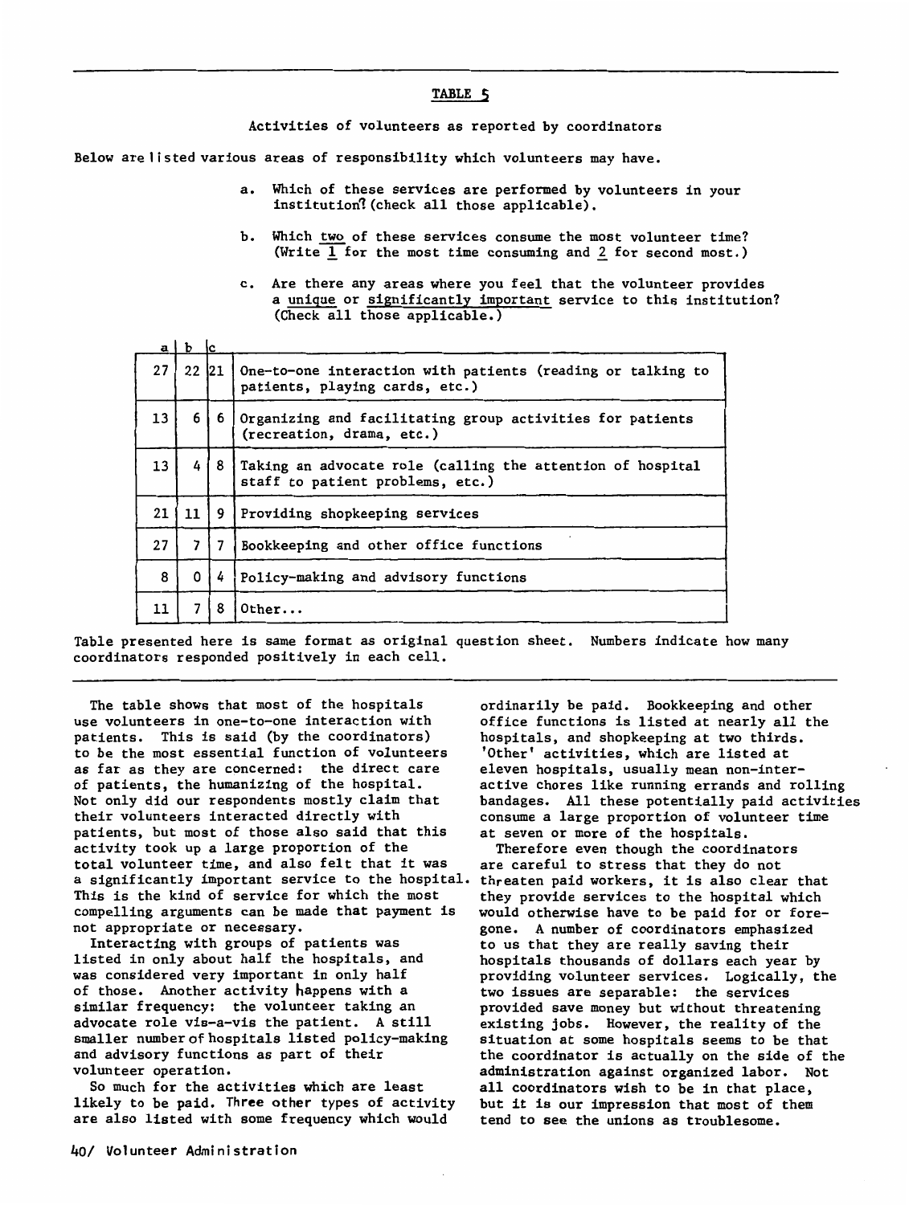TABLE 5

Activities of volunteers as reported by coordinators

Below are listed various areas of responsibility which volunteers may have.

a. Which of these services are performed by volunteers in your institution? (check all those applicable).

b. Which two of these services consume the most volunteer time? (Write 1 for the most time consuming and 2 for second most.)

c. Are there any areas where you feel that the volunteer provides a unique or significantly important service to this institution? (Check all those applicable.)

| a | b | c | |
|---|---|---|---|
| 27 | 22 | 21 | One-to-one interaction with patients (reading or talking to patients, playing cards, etc.) |
| 13 | 6 | 6 | Organizing and facilitating group activities for patients (recreation, drama, etc.) |
| 13 | 4 | 8 | Taking an advocate role (calling the attention of hospital staff to patient problems, etc.) |
| 21 | 11 | 9 | Providing shopkeeping services |
| 27 | 7 | 7 | Bookkeeping and other office functions |
| 8 | 0 | 4 | Policy-making and advisory functions |
| 11 | 7 | 8 | Other... |

Table presented here is same format as original question sheet. Numbers indicate how many coordinators responded positively in each cell.

The table shows that most of the hospitals use volunteers in one-to-one interaction with patients. This is said (by the coordinators) to be the most essential function of volunteers as far as they are concerned: the direct care of patients, the humanizing of the hospital. Not only did our respondents mostly claim that their volunteers interacted directly with patients, but most of those also said that this activity took up a large proportion of the total volunteer time, and also felt that it was a significantly important service to the hospital. This is the kind of service for which the most compelling arguments can be made that payment is not appropriate or necessary.

Interacting with groups of patients was listed in only about half the hospitals, and was considered very important in only half of those. Another activity happens with a similar frequency: the volunteer taking an advocate role vis-a-vis the patient. A still smaller number of hospitals listed policy-making and advisory functions as part of their volunteer operation.

So much for the activities which are least likely to be paid. Three other types of activity are also listed with some frequency which would ordinarily be paid. Bookkeeping and other office functions is listed at nearly all the hospitals, and shopkeeping at two thirds. 'Other' activities, which are listed at eleven hospitals, usually mean non-interactive chores like running errands and rolling bandages. All these potentially paid activities consume a large proportion of volunteer time at seven or more of the hospitals.

Therefore even though the coordinators are careful to stress that they do not threaten paid workers, it is also clear that they provide services to the hospital which would otherwise have to be paid for or foregone. A number of coordinators emphasized to us that they are really saving their hospitals thousands of dollars each year by providing volunteer services. Logically, the two issues are separable: the services provided save money but without threatening existing jobs. However, the reality of the situation at some hospitals seems to be that the coordinator is actually on the side of the administration against organized labor. Not all coordinators wish to be in that place, but it is our impression that most of them tend to see the unions as troublesome.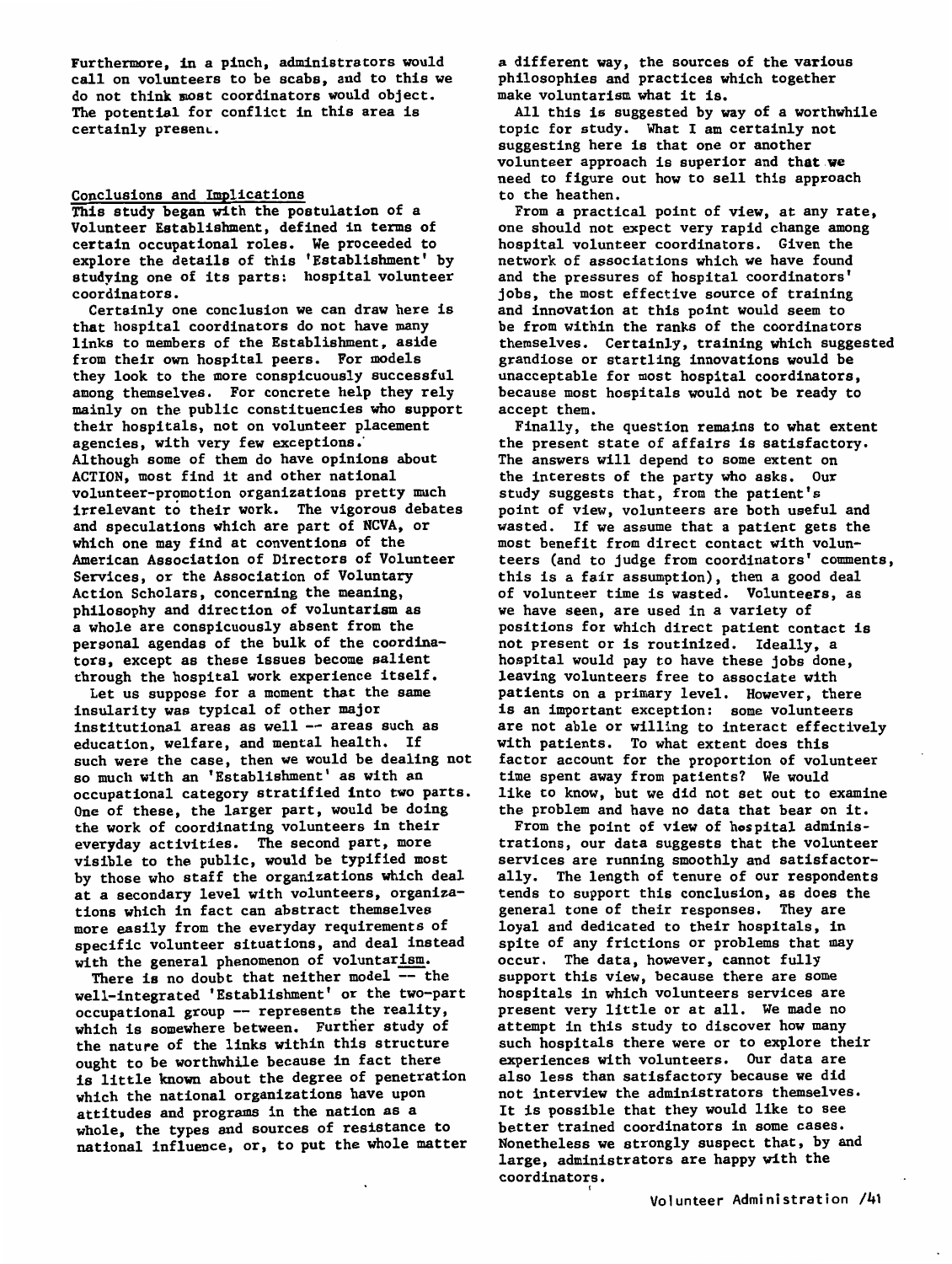Furthermore, in a pinch, administrators would call on volunteers to be scabs, and to this we do not think most coordinators would object. The potential for conflict in this area is certainly present.

## Conclusions and Implications

This study began with the postulation of a Volunteer Establishment, defined in terms of certain occupational roles. We proceeded to explore the details of this 'Establishment' by studying one of its parts: hospital volunteer coordinators.

Certainly one conclusion we can draw here is that hospital coordinators do not have many links to members of the Establishment, aside from their own hospital peers. For models they look to the more conspicuously successful among themselves. For concrete help they rely mainly on the public constituencies who support their hospitals, not on volunteer placement agencies, with very few exceptions. Although some of them do have opinions about ACTION, most find it and other national volunteer-promotion organizations pretty much irrelevant to their work. The vigorous debates and speculations which are part of NCVA, or which one may find at conventions of the American Association of Directors of Volunteer Services, or the Association of Voluntary Action Scholars, concerning the meaning, philosophy and direction of voluntarism as a whole are conspicuously absent from the personal agendas of the bulk of the coordinators, except as these issues become salient through the hospital work experience itself.

Let us suppose for a moment that the same insularity was typical of other major institutional areas as well -- areas such as education, welfare, and mental health. If such were the case, then we would be dealing not so much with an 'Establishment' as with an occupational category stratified into two parts. One of these, the larger part, would be doing the work of coordinating volunteers in their everyday activities. The second part, more visible to the public, would be typified most by those who staff the organizations which deal at a secondary level with volunteers, organizations which in fact can abstract themselves more easily from the everyday requirements of specific volunteer situations, and deal instead with the general phenomenon of volunta<u>rism</u>.

There is no doubt that neither model -- the well-integrated 'Establishment' or the two-part occupational group -- represents the reality, which is somewhere between. Further study of the nature of the links within this structure ought to be worthwhile because in fact there is little known about the degree of penetration which the national organizations have upon attitudes and programs in the nation as a whole, the types and sources of resistance to national influence, or, to put the whole matter a different way, the sources of the various philosophies and practices which together make voluntarism what it is.

All this is suggested by way of a worthwhile topic for study. What I am certainly not suggesting here is that one or another volunteer approach is superior and that we need to figure out how to sell this approach to the heathen.

From a practical point of view, at any rate, one should not expect very rapid change among hospital volunteer coordinators. Given the network of associations which we have found and the pressures of hospital coordinators' jobs, the most effective source of training and innovation at this point would seem to be from within the ranks of the coordinators themselves. Certainly, training which suggested grandiose or startling innovations would be unacceptable for most hospital coordinators, because most hospitals would not be ready to accept them.

Finally, the question remains to what extent the present state of affairs is satisfactory. The answers will depend to some extent on the interests of the party who asks. Our study suggests that, from the patient's point of view, volunteers are both useful and wasted. If we assume that a patient gets the most benefit from direct contact with volunteers (and to judge from coordinators' comments, this is a fair assumption), then a good deal of volunteer time is wasted. Volunteers, as we have seen, are used in a variety of positions for which direct patient contact is not present or is routinized. Ideally, a hospital would pay to have these jobs done, leaving volunteers free to associate with patients on a primary level. However, there is an important exception: some volunteers are not able or willing to interact effectively with patients. To what extent does this factor account for the proportion of volunteer time spent away from patients? We would like to know, but we did not set out to examine the problem and have no data that bear on it.

From the point of view of hospital administrations, our data suggests that the volunteer services are running smoothly and satisfactorally. The length of tenure of our respondents tends to support this conclusion, as does the general tone of their responses. They are loyal and dedicated to their hospitals, in spite of any frictions or problems that may occur. The data, however, cannot fully support this view, because there are some hospitals in which volunteers services are present very little or at all. We made no attempt in this study to discover how many such hospitals there were or to explore their experiences with volunteers. Our data are also less than satisfactory because we did not interview the administrators themselves. It is possible that they would like to see better trained coordinators in some cases. Nonetheless we strongly suspect that, by and large, administrators are happy with the coordinators.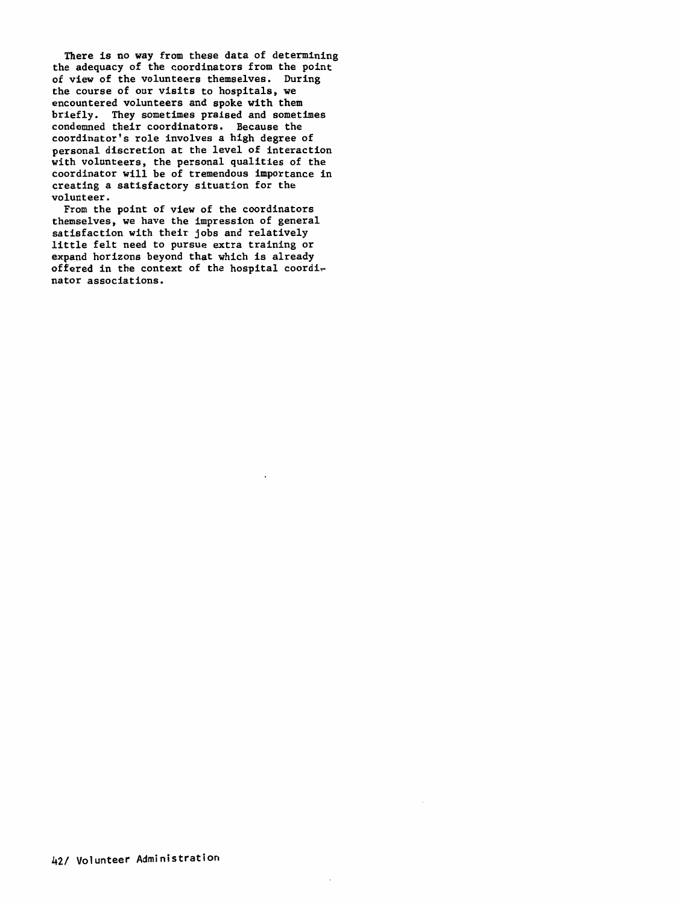There is no way from these data of determining the adequacy of the coordinators from the point of view of the volunteers themselves. During the course of our visits to hospitals, we encountered volunteers and spoke with them briefly. They sometimes praised and sometimes condemned their coordinators. Because the coordinator's role involves a high degree of personal discretion at the level of interaction with volunteers, the personal qualities of the coordinator will be of tremendous importance in creating a satisfactory situation for the volunteer.

From the point of view of the coordinators themselves, we have the impression of general satisfaction with their jobs and relatively little felt need to pursue extra training or expand horizons beyond that which is already offered in the context of the hospital coordinator associations.